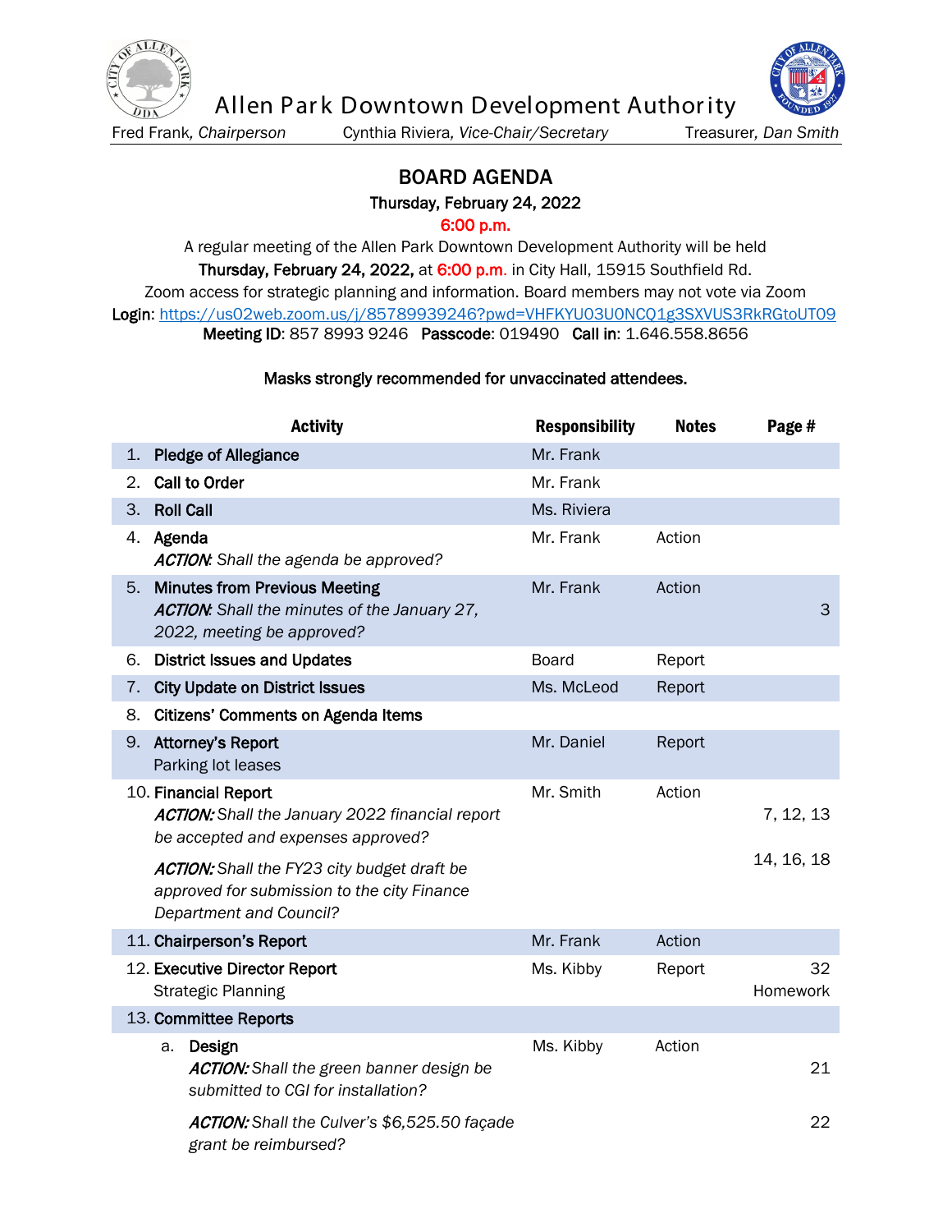# Allen Park Downtown Development Authority

Fred Frank, *Chairperson* | Cynthia Riviera, *Vice-Chair/Secretary* | Treasurer, *Dan Smith*

## BOARD AGENDA

**Thursday, February 24, 2022**

**6:00 p.m.**

A regular meeting of the Allen Park Downtown Development Authority will be held **Thursday, February 24, 2022,** at 6:00 p.m. in City Hall, 15915 Southfield Rd.
Zoom access for strategic planning and information. Board members may not vote via Zoom
**Login**: https://us02web.zoom.us/j/85789939246?pwd=VHFKYU03U0NCQ1g3SXVUS3RkRGtoUT09
**Meeting ID**: 857 8993 9246 **Passcode**: 019490 **Call in**: 1.646.558.8656

**Masks strongly recommended for unvaccinated attendees.**

| Activity | Responsibility | Notes | Page # |
|---|---|---|---|
| 1. **Pledge of Allegiance** | Mr. Frank | | |
| 2. **Call to Order** | Mr. Frank | | |
| 3. **Roll Call** | Ms. Riviera | | |
| 4. **Agenda**<br>***ACTION***: *Shall the agenda be approved?* | Mr. Frank | Action | |
| 5. **Minutes from Previous Meeting**<br>***ACTION***: *Shall the minutes of the January 27, 2022, meeting be approved?* | Mr. Frank | Action | 3 |
| 6. **District Issues and Updates** | Board | Report | |
| 7. **City Update on District Issues** | Ms. McLeod | Report | |
| 8. **Citizens' Comments on Agenda Items** | | | |
| 9. **Attorney's Report**<br>Parking lot leases | Mr. Daniel | Report | |
| 10. **Financial Report**<br>***ACTION:*** *Shall the January 2022 financial report be accepted and expenses approved?*<br>***ACTION:*** *Shall the FY23 city budget draft be approved for submission to the city Finance Department and Council?* | Mr. Smith | Action | 7, 12, 13<br>14, 16, 18 |
| 11. **Chairperson's Report** | Mr. Frank | Action | |
| 12. **Executive Director Report**<br>Strategic Planning | Ms. Kibby | Report | 32<br>Homework |
| 13. **Committee Reports** | | | |
| a. **Design**<br>***ACTION:*** *Shall the green banner design be submitted to CGI for installation?*<br>***ACTION:*** *Shall the Culver's $6,525.50 façade grant be reimbursed?* | Ms. Kibby | Action | 21<br>22 |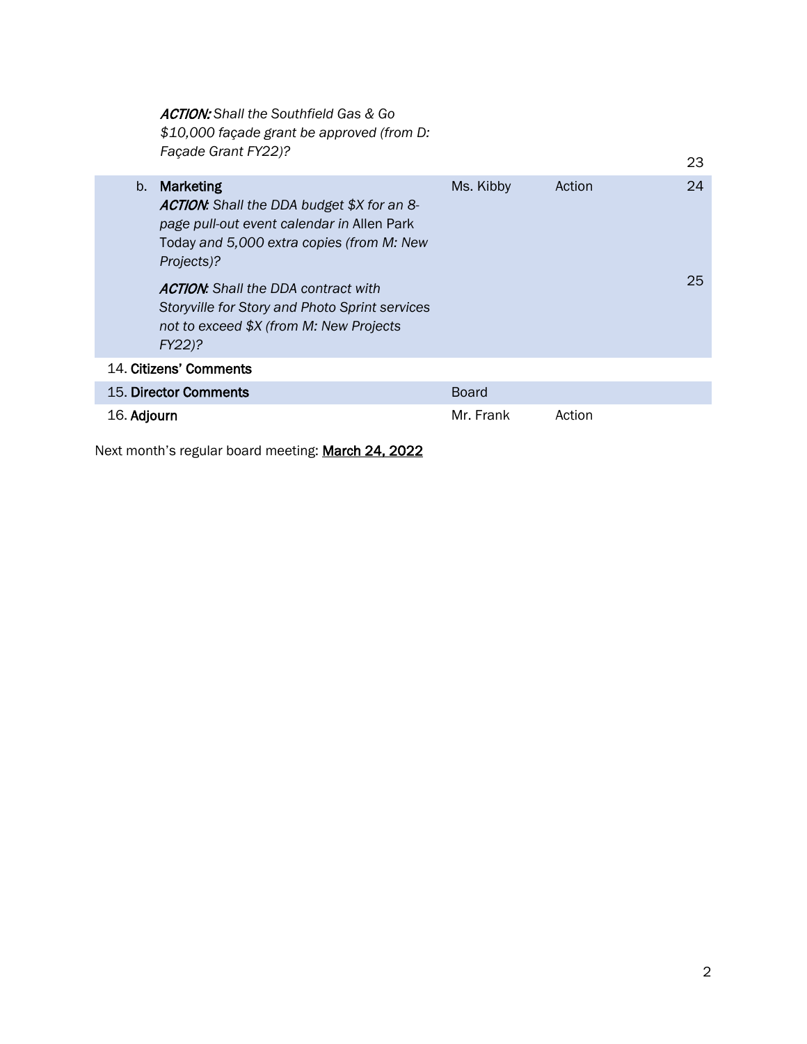| | | | | |
|---|---|---|---|---|
| | ***ACTION:*** *Shall the Southfield Gas & Go $10,000 façade grant be approved (from D: Façade Grant FY22)?* | | | 23 |
| b. | **Marketing** ***ACTION****: Shall the DDA budget $X for an 8-page pull-out event calendar in* Allen Park Today *and 5,000 extra copies (from M: New Projects)?* | Ms. Kibby | Action | 24 |
| | ***ACTION****: Shall the DDA contract with Storyville for Story and Photo Sprint services not to exceed $X (from M: New Projects FY22)?* | | | 25 |
| 14. | **Citizens' Comments** | | | |
| 15. | **Director Comments** | Board | | |
| 16. | **Adjourn** | Mr. Frank | Action | |

Next month's regular board meeting: **March 24, 2022**